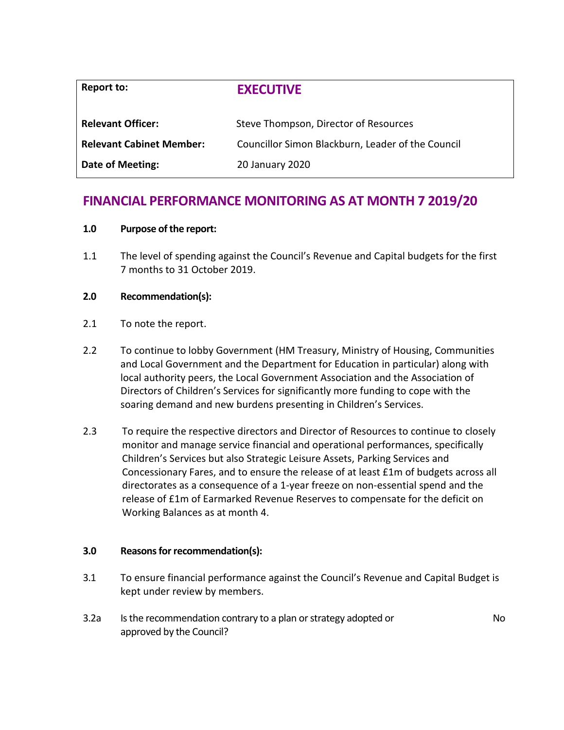| | |
|---|---|
| **Report to:** | **EXECUTIVE** |
| **Relevant Officer:** | Steve Thompson, Director of Resources |
| **Relevant Cabinet Member:** | Councillor Simon Blackburn, Leader of the Council |
| **Date of Meeting:** | 20 January 2020 |

# FINANCIAL PERFORMANCE MONITORING AS AT MONTH 7 2019/20

**1.0 Purpose of the report:**

1.1 The level of spending against the Council's Revenue and Capital budgets for the first 7 months to 31 October 2019.

**2.0 Recommendation(s):**

2.1 To note the report.

2.2 To continue to lobby Government (HM Treasury, Ministry of Housing, Communities and Local Government and the Department for Education in particular) along with local authority peers, the Local Government Association and the Association of Directors of Children's Services for significantly more funding to cope with the soaring demand and new burdens presenting in Children's Services.

2.3 To require the respective directors and Director of Resources to continue to closely monitor and manage service financial and operational performances, specifically Children's Services but also Strategic Leisure Assets, Parking Services and Concessionary Fares, and to ensure the release of at least £1m of budgets across all directorates as a consequence of a 1-year freeze on non-essential spend and the release of £1m of Earmarked Revenue Reserves to compensate for the deficit on Working Balances as at month 4.

**3.0 Reasons for recommendation(s):**

3.1 To ensure financial performance against the Council's Revenue and Capital Budget is kept under review by members.

3.2a Is the recommendation contrary to a plan or strategy adopted or approved by the Council? No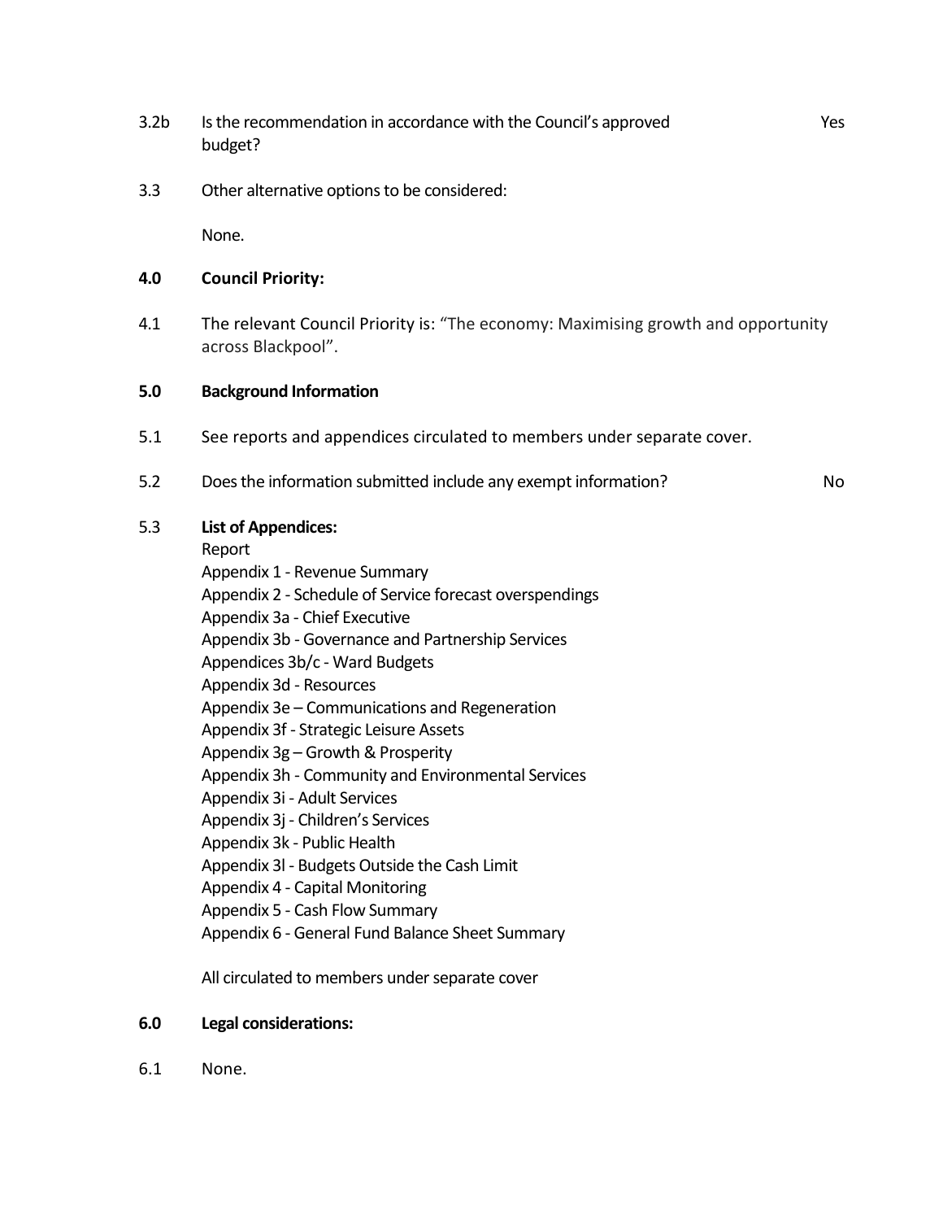3.2b Is the recommendation in accordance with the Council's approved budget? Yes

3.3 Other alternative options to be considered:

None.

**4.0 Council Priority:**

4.1 The relevant Council Priority is: "The economy: Maximising growth and opportunity across Blackpool".

**5.0 Background Information**

5.1 See reports and appendices circulated to members under separate cover.

5.2 Does the information submitted include any exempt information? No

5.3 **List of Appendices:**

Report
Appendix 1 - Revenue Summary
Appendix 2 - Schedule of Service forecast overspendings
Appendix 3a - Chief Executive
Appendix 3b - Governance and Partnership Services
Appendices 3b/c - Ward Budgets
Appendix 3d - Resources
Appendix 3e – Communications and Regeneration
Appendix 3f - Strategic Leisure Assets
Appendix 3g – Growth & Prosperity
Appendix 3h - Community and Environmental Services
Appendix 3i - Adult Services
Appendix 3j - Children's Services
Appendix 3k - Public Health
Appendix 3l - Budgets Outside the Cash Limit
Appendix 4 - Capital Monitoring
Appendix 5 - Cash Flow Summary
Appendix 6 - General Fund Balance Sheet Summary

All circulated to members under separate cover

**6.0 Legal considerations:**

6.1 None.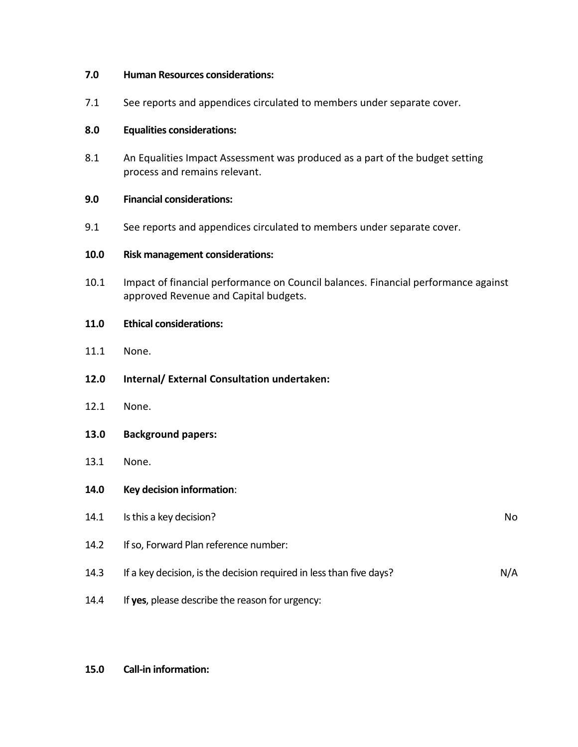**7.0 Human Resources considerations:**

7.1 See reports and appendices circulated to members under separate cover.

**8.0 Equalities considerations:**

8.1 An Equalities Impact Assessment was produced as a part of the budget setting process and remains relevant.

**9.0 Financial considerations:**

9.1 See reports and appendices circulated to members under separate cover.

**10.0 Risk management considerations:**

10.1 Impact of financial performance on Council balances. Financial performance against approved Revenue and Capital budgets.

**11.0 Ethical considerations:**

11.1 None.

**12.0 Internal/ External Consultation undertaken:**

12.1 None.

**13.0 Background papers:**

13.1 None.

**14.0 Key decision information**:

| | | |
|---|---|---|
| 14.1 | Is this a key decision? | No |
| 14.2 | If so, Forward Plan reference number: | |
| 14.3 | If a key decision, is the decision required in less than five days? | N/A |
| 14.4 | If **yes**, please describe the reason for urgency: | |

**15.0 Call-in information:**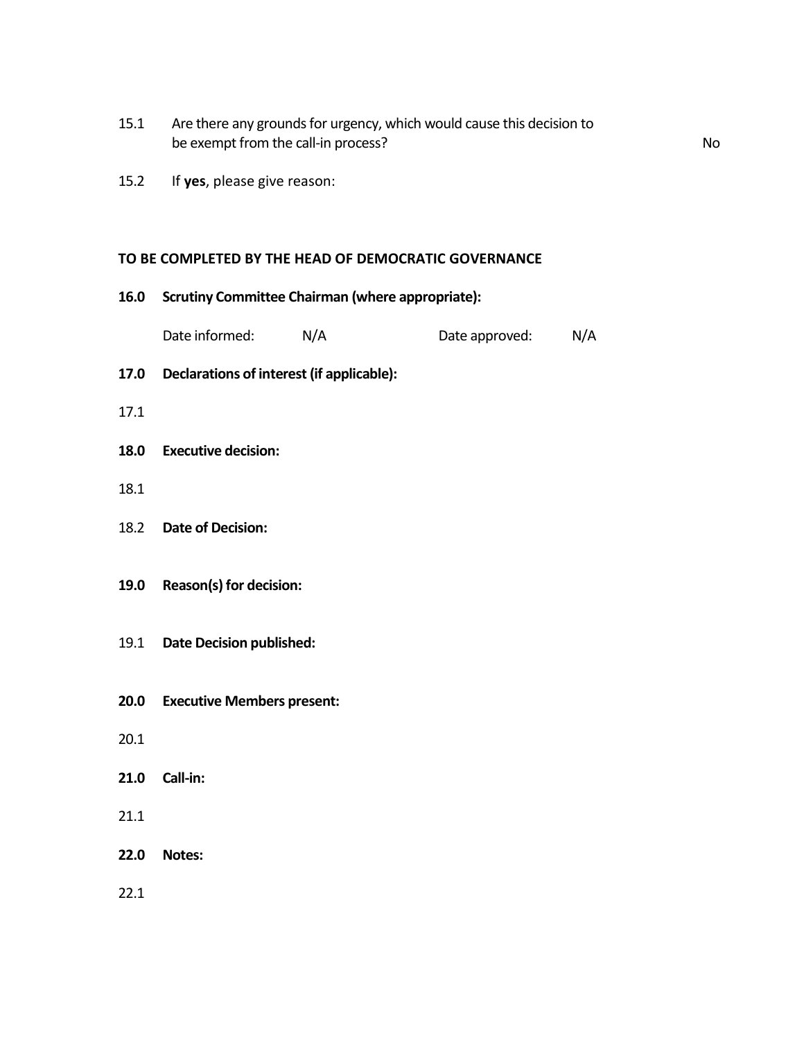15.1 Are there any grounds for urgency, which would cause this decision to be exempt from the call-in process? No

15.2 If **yes**, please give reason:

**TO BE COMPLETED BY THE HEAD OF DEMOCRATIC GOVERNANCE**

**16.0 Scrutiny Committee Chairman (where appropriate):**

Date informed: N/A Date approved: N/A

**17.0 Declarations of interest (if applicable):**

17.1

**18.0 Executive decision:**

18.1

18.2 **Date of Decision:**

**19.0 Reason(s) for decision:**

19.1 **Date Decision published:**

**20.0 Executive Members present:**

20.1

**21.0 Call-in:**

21.1

**22.0 Notes:**

22.1